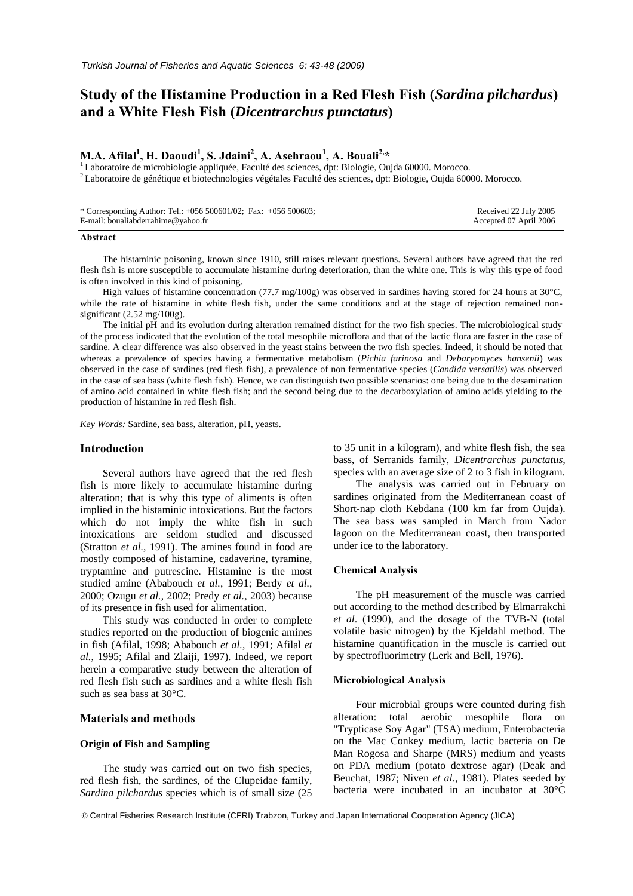# Study of the Histamine Production in a Red Flesh Fish (*Sardina pilchardus*) and a White Flesh Fish (*Dicentrarchus punctatus*)

**M.A. Afilal[1], H. Daoudi[1], S. Jdaini[2], A. Asehraou[1], A. Bouali[2,*]**

[1] Laboratoire de microbiologie appliquée, Faculté des sciences, dpt: Biologie, Oujda 60000. Morocco.
[2] Laboratoire de génétique et biotechnologies végétales Faculté des sciences, dpt: Biologie, Oujda 60000. Morocco.

\* Corresponding Author: Tel.: +056 500601/02; Fax: +056 500603;
E-mail: boualiabderrahime@yahoo.fr

Received 22 July 2005
Accepted 07 April 2006

**Abstract**

The histaminic poisoning, known since 1910, still raises relevant questions. Several authors have agreed that the red flesh fish is more susceptible to accumulate histamine during deterioration, than the white one. This is why this type of food is often involved in this kind of poisoning.

High values of histamine concentration (77.7 mg/100g) was observed in sardines having stored for 24 hours at 30°C, while the rate of histamine in white flesh fish, under the same conditions and at the stage of rejection remained non-significant (2.52 mg/100g).

The initial pH and its evolution during alteration remained distinct for the two fish species. The microbiological study of the process indicated that the evolution of the total mesophile microflora and that of the lactic flora are faster in the case of sardine. A clear difference was also observed in the yeast stains between the two fish species. Indeed, it should be noted that whereas a prevalence of species having a fermentative metabolism (*Pichia farinosa* and *Debaryomyces hansenii*) was observed in the case of sardines (red flesh fish), a prevalence of non fermentative species (*Candida versatilis*) was observed in the case of sea bass (white flesh fish). Hence, we can distinguish two possible scenarios: one being due to the desamination of amino acid contained in white flesh fish; and the second being due to the decarboxylation of amino acids yielding to the production of histamine in red flesh fish.

*Key Words:* Sardine, sea bass, alteration, pH, yeasts.

## Introduction

Several authors have agreed that the red flesh fish is more likely to accumulate histamine during alteration; that is why this type of aliments is often implied in the histaminic intoxications. But the factors which do not imply the white fish in such intoxications are seldom studied and discussed (Stratton *et al.*, 1991). The amines found in food are mostly composed of histamine, cadaverine, tyramine, tryptamine and putrescine. Histamine is the most studied amine (Ababouch *et al.*, 1991; Berdy *et al.*, 2000; Ozugu *et al.*, 2002; Predy *et al.*, 2003) because of its presence in fish used for alimentation.

This study was conducted in order to complete studies reported on the production of biogenic amines in fish (Afilal, 1998; Ababouch *et al.*, 1991; Afilal *et al.*, 1995; Afilal and Zlaiji, 1997). Indeed, we report herein a comparative study between the alteration of red flesh fish such as sardines and a white flesh fish such as sea bass at 30°C.

## Materials and methods

### Origin of Fish and Sampling

The study was carried out on two fish species, red flesh fish, the sardines, of the Clupeidae family, *Sardina pilchardus* species which is of small size (25 to 35 unit in a kilogram), and white flesh fish, the sea bass, of Serranids family, *Dicentrarchus punctatus,* species with an average size of 2 to 3 fish in kilogram.

The analysis was carried out in February on sardines originated from the Mediterranean coast of Short-nap cloth Kebdana (100 km far from Oujda). The sea bass was sampled in March from Nador lagoon on the Mediterranean coast, then transported under ice to the laboratory.

### Chemical Analysis

The pH measurement of the muscle was carried out according to the method described by Elmarrakchi *et al*. (1990), and the dosage of the TVB-N (total volatile basic nitrogen) by the Kjeldahl method. The histamine quantification in the muscle is carried out by spectrofluorimetry (Lerk and Bell, 1976).

### Microbiological Analysis

Four microbial groups were counted during fish alteration: total aerobic mesophile flora on "Trypticase Soy Agar" (TSA) medium, Enterobacteria on the Mac Conkey medium, lactic bacteria on De Man Rogosa and Sharpe (MRS) medium and yeasts on PDA medium (potato dextrose agar) (Deak and Beuchat, 1987; Niven *et al.,* 1981). Plates seeded by bacteria were incubated in an incubator at 30°C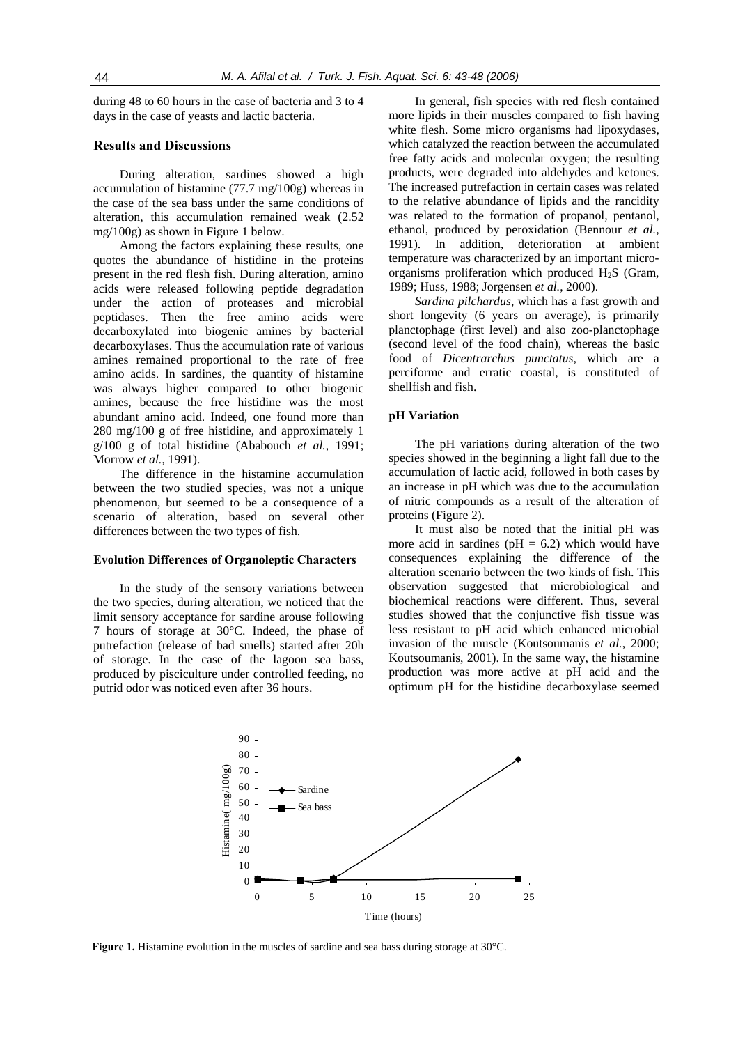during 48 to 60 hours in the case of bacteria and 3 to 4 days in the case of yeasts and lactic bacteria.

## Results and Discussions

During alteration, sardines showed a high accumulation of histamine (77.7 mg/100g) whereas in the case of the sea bass under the same conditions of alteration, this accumulation remained weak (2.52 mg/100g) as shown in Figure 1 below.

Among the factors explaining these results, one quotes the abundance of histidine in the proteins present in the red flesh fish. During alteration, amino acids were released following peptide degradation under the action of proteases and microbial peptidases. Then the free amino acids were decarboxylated into biogenic amines by bacterial decarboxylases. Thus the accumulation rate of various amines remained proportional to the rate of free amino acids. In sardines, the quantity of histamine was always higher compared to other biogenic amines, because the free histidine was the most abundant amino acid. Indeed, one found more than 280 mg/100 g of free histidine, and approximately 1 g/100 g of total histidine (Ababouch *et al.*, 1991; Morrow *et al.*, 1991).

The difference in the histamine accumulation between the two studied species, was not a unique phenomenon, but seemed to be a consequence of a scenario of alteration, based on several other differences between the two types of fish.

### Evolution Differences of Organoleptic Characters

In the study of the sensory variations between the two species, during alteration, we noticed that the limit sensory acceptance for sardine arouse following 7 hours of storage at 30°C. Indeed, the phase of putrefaction (release of bad smells) started after 20h of storage. In the case of the lagoon sea bass, produced by pisciculture under controlled feeding, no putrid odor was noticed even after 36 hours.

In general, fish species with red flesh contained more lipids in their muscles compared to fish having white flesh. Some micro organisms had lipoxydases, which catalyzed the reaction between the accumulated free fatty acids and molecular oxygen; the resulting products, were degraded into aldehydes and ketones. The increased putrefaction in certain cases was related to the relative abundance of lipids and the rancidity was related to the formation of propanol, pentanol, ethanol, produced by peroxidation (Bennour *et al.*, 1991). In addition, deterioration at ambient temperature was characterized by an important micro-organisms proliferation which produced $H_2S$ (Gram, 1989; Huss, 1988; Jorgensen *et al.*, 2000).

*Sardina pilchardus*, which has a fast growth and short longevity (6 years on average), is primarily planctophage (first level) and also zoo-planctophage (second level of the food chain), whereas the basic food of *Dicentrarchus punctatus*, which are a perciforme and erratic coastal, is constituted of shellfish and fish.

### pH Variation

The pH variations during alteration of the two species showed in the beginning a light fall due to the accumulation of lactic acid, followed in both cases by an increase in pH which was due to the accumulation of nitric compounds as a result of the alteration of proteins (Figure 2).

It must also be noted that the initial pH was more acid in sardines (pH = 6.2) which would have consequences explaining the difference of the alteration scenario between the two kinds of fish. This observation suggested that microbiological and biochemical reactions were different. Thus, several studies showed that the conjunctive fish tissue was less resistant to pH acid which enhanced microbial invasion of the muscle (Koutsoumanis *et al.*, 2000; Koutsoumanis, 2001). In the same way, the histamine production was more active at pH acid and the optimum pH for the histidine decarboxylase seemed

**Figure 1.** Histamine evolution in the muscles of sardine and sea bass during storage at 30°C.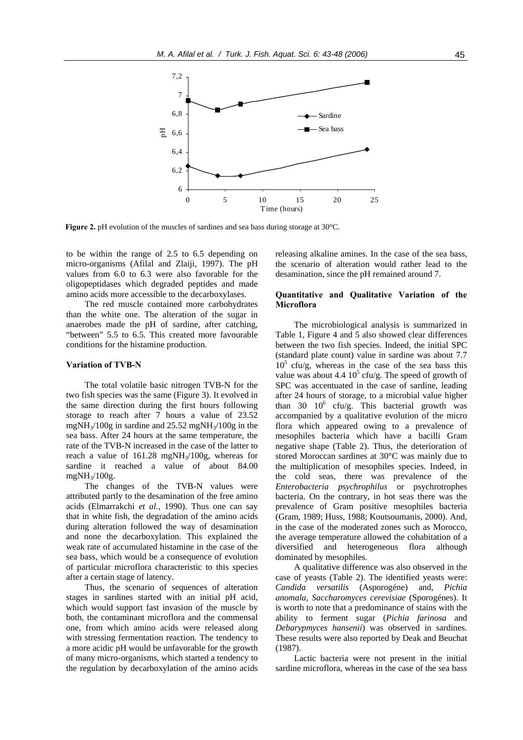**Figure 2.** pH evolution of the muscles of sardines and sea bass during storage at 30°C.

to be within the range of 2.5 to 6.5 depending on micro-organisms (Afilal and Zlaiji, 1997). The pH values from 6.0 to 6.3 were also favorable for the oligopeptidases which degraded peptides and made amino acids more accessible to the decarboxylases.

The red muscle contained more carbohydrates than the white one. The alteration of the sugar in anaerobes made the pH of sardine, after catching, "between" 5.5 to 6.5. This created more favourable conditions for the histamine production.

### Variation of TVB-N

The total volatile basic nitrogen TVB-N for the two fish species was the same (Figure 3). It evolved in the same direction during the first hours following storage to reach after 7 hours a value of 23.52 $mgNH_3/100g$ in sardine and 25.52 $mgNH_3/100g$ in the sea bass. After 24 hours at the same temperature, the rate of the TVB-N increased in the case of the latter to reach a value of 161.28 $mgNH_3/100g$, whereas for sardine it reached a value of about 84.00 $mgNH_3/100g$.

The changes of the TVB-N values were attributed partly to the desamination of the free amino acids (Elmarrakchi *et al.*, 1990). Thus one can say that in white fish, the degradation of the amino acids during alteration followed the way of desamination and none the decarboxylation. This explained the weak rate of accumulated histamine in the case of the sea bass, which would be a consequence of evolution of particular microflora characteristic to this species after a certain stage of latency.

Thus, the scenario of sequences of alteration stages in sardines started with an initial pH acid, which would support fast invasion of the muscle by both, the contaminant microflora and the commensal one, from which amino acids were released along with stressing fermentation reaction. The tendency to a more acidic pH would be unfavorable for the growth of many micro-organisms, which started a tendency to the regulation by decarboxylation of the amino acids releasing alkaline amines. In the case of the sea bass, the scenario of alteration would rather lead to the desamination, since the pH remained around 7.

### Quantitative and Qualitative Variation of the Microflora

The microbiological analysis is summarized in Table 1, Figure 4 and 5 also showed clear differences between the two fish species. Indeed, the initial SPC (standard plate count) value in sardine was about 7.7 $10^5$ cfu/g, whereas in the case of the sea bass this value was about 4.4 $10^5$ cfu/g. The speed of growth of SPC was accentuated in the case of sardine, leading after 24 hours of storage, to a microbial value higher than 30 $10^6$ cfu/g. This bacterial growth was accompanied by a qualitative evolution of the micro flora which appeared owing to a prevalence of mesophiles bacteria which have a bacilli Gram negative shape (Table 2). Thus, the deterioration of stored Moroccan sardines at 30°C was mainly due to the multiplication of mesophiles species. Indeed, in the cold seas, there was prevalence of the *Enterobacteria psychrophilus* or psychrotrophes bacteria. On the contrary, in hot seas there was the prevalence of Gram positive mesophiles bacteria (Gram, 1989; Huss, 1988; Koutsoumanis, 2000). And, in the case of the moderated zones such as Morocco, the average temperature allowed the cohabitation of a diversified and heterogeneous flora although dominated by mesophiles.

A qualitative difference was also observed in the case of yeasts (Table 2). The identified yeasts were: *Candida versatilis* (Asporogéne) and, *Pichia anomala*, *Saccharomyces cerevisiae* (Sporogénes). It is worth to note that a predominance of stains with the ability to ferment sugar (*Pichia farinosa* and *Debarypmyces hansenii*) was observed in sardines. These results were also reported by Deak and Beuchat (1987).

Lactic bacteria were not present in the initial sardine microflora, whereas in the case of the sea bass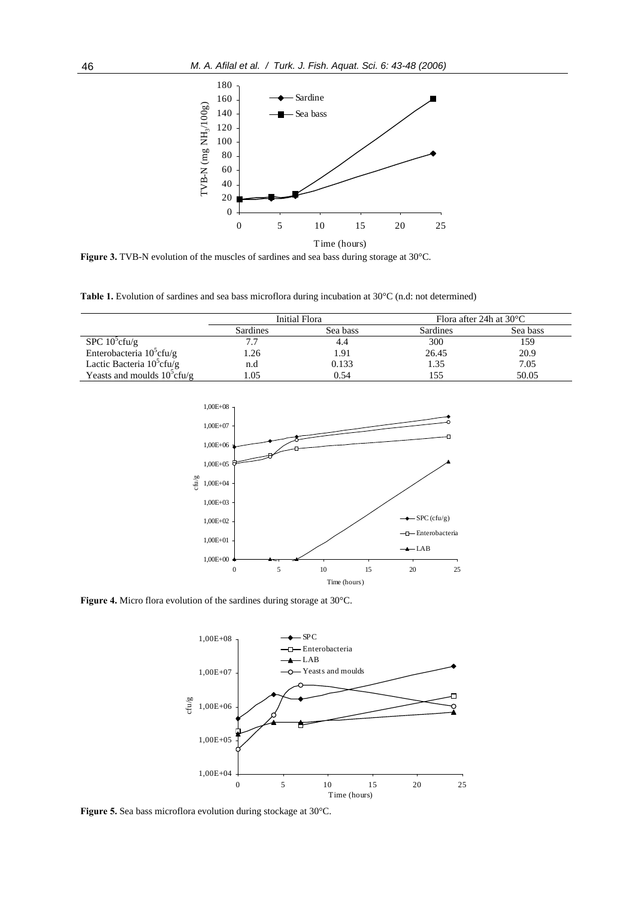**Figure 3.** TVB-N evolution of the muscles of sardines and sea bass during storage at 30°C.

**Table 1.** Evolution of sardines and sea bass microflora during incubation at 30°C (n.d: not determined)

| | Initial Flora | | Flora after 24h at 30°C | |
|---|---|---|---|---|
| | Sardines | Sea bass | Sardines | Sea bass |
| SPC $10^5$cfu/g | 7.7 | 4.4 | 300 | 159 |
| Enterobacteria $10^5$cfu/g | 1.26 | 1.91 | 26.45 | 20.9 |
| Lactic Bacteria $10^5$cfu/g | n.d | 0.133 | 1.35 | 7.05 |
| Yeasts and moulds $10^5$cfu/g | 1.05 | 0.54 | 155 | 50.05 |

**Figure 4.** Micro flora evolution of the sardines during storage at 30°C.

**Figure 5.** Sea bass microflora evolution during stockage at 30°C.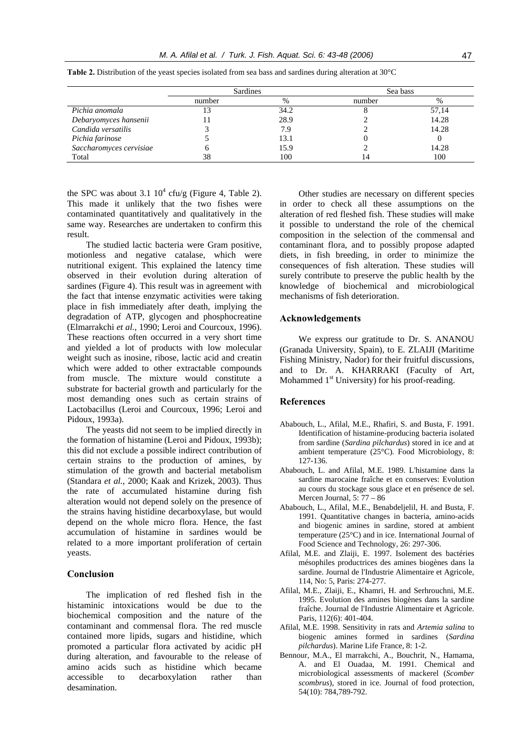**Table 2.** Distribution of the yeast species isolated from sea bass and sardines during alteration at 30°C

| | Sardines | | Sea bass | |
|---|---|---|---|---|
| | number | % | number | % |
| *Pichia anomala* | 13 | 34.2 | 8 | 57,14 |
| *Debaryomyces hansenii* | 11 | 28.9 | 2 | 14.28 |
| *Candida versatilis* | 3 | 7.9 | 2 | 14.28 |
| *Pichia farinose* | 5 | 13.1 | 0 | 0 |
| *Saccharomyces cervisiae* | 6 | 15.9 | 2 | 14.28 |
| Total | 38 | 100 | 14 | 100 |

the SPC was about 3.1 $10^4$ cfu/g (Figure 4, Table 2). This made it unlikely that the two fishes were contaminated quantitatively and qualitatively in the same way. Researches are undertaken to confirm this result.

The studied lactic bacteria were Gram positive, motionless and negative catalase, which were nutritional exigent. This explained the latency time observed in their evolution during alteration of sardines (Figure 4). This result was in agreement with the fact that intense enzymatic activities were taking place in fish immediately after death, implying the degradation of ATP, glycogen and phosphocreatine (Elmarrakchi *et al.*, 1990; Leroi and Courcoux, 1996). These reactions often occurred in a very short time and yielded a lot of products with low molecular weight such as inosine, ribose, lactic acid and creatin which were added to other extractable compounds from muscle. The mixture would constitute a substrate for bacterial growth and particularly for the most demanding ones such as certain strains of Lactobacillus (Leroi and Courcoux, 1996; Leroi and Pidoux, 1993a).

The yeasts did not seem to be implied directly in the formation of histamine (Leroi and Pidoux, 1993b); this did not exclude a possible indirect contribution of certain strains to the production of amines, by stimulation of the growth and bacterial metabolism (Standara *et al.*, 2000; Kaak and Krizek, 2003). Thus the rate of accumulated histamine during fish alteration would not depend solely on the presence of the strains having histidine decarboxylase, but would depend on the whole micro flora. Hence, the fast accumulation of histamine in sardines would be related to a more important proliferation of certain yeasts.

## Conclusion

The implication of red fleshed fish in the histaminic intoxications would be due to the biochemical composition and the nature of the contaminant and commensal flora. The red muscle contained more lipids, sugars and histidine, which promoted a particular flora activated by acidic pH during alteration, and favourable to the release of amino acids such as histidine which became accessible to decarboxylation rather than desamination.

Other studies are necessary on different species in order to check all these assumptions on the alteration of red fleshed fish. These studies will make it possible to understand the role of the chemical composition in the selection of the commensal and contaminant flora, and to possibly propose adapted diets, in fish breeding, in order to minimize the consequences of fish alteration. These studies will surely contribute to preserve the public health by the knowledge of biochemical and microbiological mechanisms of fish deterioration.

## Acknowledgements

We express our gratitude to Dr. S. ANANOU (Granada University, Spain), to E. ZLAIJI (Maritime Fishing Ministry, Nador) for their fruitful discussions, and to Dr. A. KHARRAKI (Faculty of Art, Mohammed 1st University) for his proof-reading.

## References

Ababouch, L., Afilal, M.E., Rhafiri, S. and Busta, F. 1991. Identification of histamine-producing bacteria isolated from sardine (*Sardina pilchardus*) stored in ice and at ambient temperature (25°C). Food Microbiology, 8: 127-136.

Ababouch, L. and Afilal, M.E. 1989. L'histamine dans la sardine marocaine fraîche et en conserves: Evolution au cours du stockage sous glace et en présence de sel. Mercen Journal, 5: 77 – 86

Ababouch, L., Afilal, M.E., Benabdeljelil, H. and Busta, F. 1991. Quantitative changes in bacteria, amino-acids and biogenic amines in sardine, stored at ambient temperature (25°C) and in ice. International Journal of Food Science and Technology, 26: 297-306.

Afilal, M.E. and Zlaiji, E. 1997. Isolement des bactéries mésophiles productrices des amines biogènes dans la sardine. Journal de l'Industrie Alimentaire et Agricole, 114, No: 5, Paris: 274-277.

Afilal, M.E., Zlaiji, E., Khamri, H. and Serhrouchni, M.E. 1995. Evolution des amines biogènes dans la sardine fraîche. Journal de l'Industrie Alimentaire et Agricole. Paris, 112(6): 401-404.

Afilal, M.E. 1998. Sensitivity in rats and *Artemia salina* to biogenic amines formed in sardines (*Sardina pilchardus*). Marine Life France, 8: 1-2.

Bennour, M.A., El marrakchi, A., Bouchrit, N., Hamama, A. and El Ouadaa, M. 1991. Chemical and microbiological assessments of mackerel (*Scomber scombrus*), stored in ice. Journal of food protection, 54(10): 784,789-792.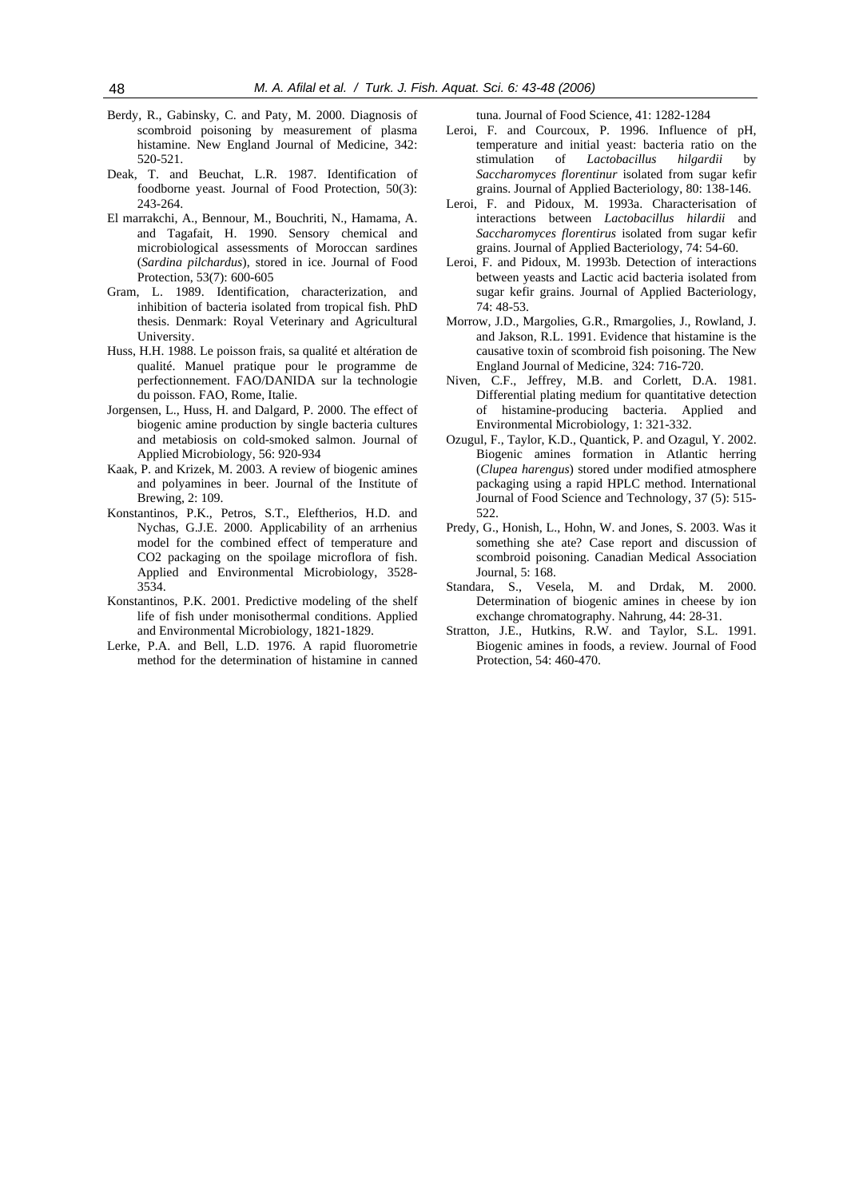Berdy, R., Gabinsky, C. and Paty, M. 2000. Diagnosis of scombroid poisoning by measurement of plasma histamine. New England Journal of Medicine, 342: 520-521.

Deak, T. and Beuchat, L.R. 1987. Identification of foodborne yeast. Journal of Food Protection, 50(3): 243-264.

El marrakchi, A., Bennour, M., Bouchriti, N., Hamama, A. and Tagafait, H. 1990. Sensory chemical and microbiological assessments of Moroccan sardines (*Sardina pilchardus*), stored in ice. Journal of Food Protection, 53(7): 600-605

Gram, L. 1989. Identification, characterization, and inhibition of bacteria isolated from tropical fish. PhD thesis. Denmark: Royal Veterinary and Agricultural University.

Huss, H.H. 1988. Le poisson frais, sa qualité et altération de qualité. Manuel pratique pour le programme de perfectionnement. FAO/DANIDA sur la technologie du poisson. FAO, Rome, Italie.

Jorgensen, L., Huss, H. and Dalgard, P. 2000. The effect of biogenic amine production by single bacteria cultures and metabiosis on cold-smoked salmon. Journal of Applied Microbiology, 56: 920-934

Kaak, P. and Krizek, M. 2003. A review of biogenic amines and polyamines in beer. Journal of the Institute of Brewing, 2: 109.

Konstantinos, P.K., Petros, S.T., Eleftherios, H.D. and Nychas, G.J.E. 2000. Applicability of an arrhenius model for the combined effect of temperature and CO2 packaging on the spoilage microflora of fish. Applied and Environmental Microbiology, 3528-3534.

Konstantinos, P.K. 2001. Predictive modeling of the shelf life of fish under monisothermal conditions. Applied and Environmental Microbiology, 1821-1829.

Lerke, P.A. and Bell, L.D. 1976. A rapid fluorometrie method for the determination of histamine in canned tuna. Journal of Food Science, 41: 1282-1284

Leroi, F. and Courcoux, P. 1996. Influence of pH, temperature and initial yeast: bacteria ratio on the stimulation of *Lactobacillus hilgardii* by *Saccharomyces florentinur* isolated from sugar kefir grains. Journal of Applied Bacteriology, 80: 138-146.

Leroi, F. and Pidoux, M. 1993a. Characterisation of interactions between *Lactobacillus hilardii* and *Saccharomyces florentirus* isolated from sugar kefir grains. Journal of Applied Bacteriology, 74: 54-60.

Leroi, F. and Pidoux, M. 1993b. Detection of interactions between yeasts and Lactic acid bacteria isolated from sugar kefir grains. Journal of Applied Bacteriology, 74: 48-53.

Morrow, J.D., Margolies, G.R., Rmargolies, J., Rowland, J. and Jakson, R.L. 1991. Evidence that histamine is the causative toxin of scombroid fish poisoning. The New England Journal of Medicine, 324: 716-720.

Niven, C.F., Jeffrey, M.B. and Corlett, D.A. 1981. Differential plating medium for quantitative detection of histamine-producing bacteria. Applied and Environmental Microbiology, 1: 321-332.

Ozugul, F., Taylor, K.D., Quantick, P. and Ozagul, Y. 2002. Biogenic amines formation in Atlantic herring (*Clupea harengus*) stored under modified atmosphere packaging using a rapid HPLC method. International Journal of Food Science and Technology, 37 (5): 515-522.

Predy, G., Honish, L., Hohn, W. and Jones, S. 2003. Was it something she ate? Case report and discussion of scombroid poisoning. Canadian Medical Association Journal, 5: 168.

Standara, S., Vesela, M. and Drdak, M. 2000. Determination of biogenic amines in cheese by ion exchange chromatography. Nahrung, 44: 28-31.

Stratton, J.E., Hutkins, R.W. and Taylor, S.L. 1991. Biogenic amines in foods, a review. Journal of Food Protection, 54: 460-470.